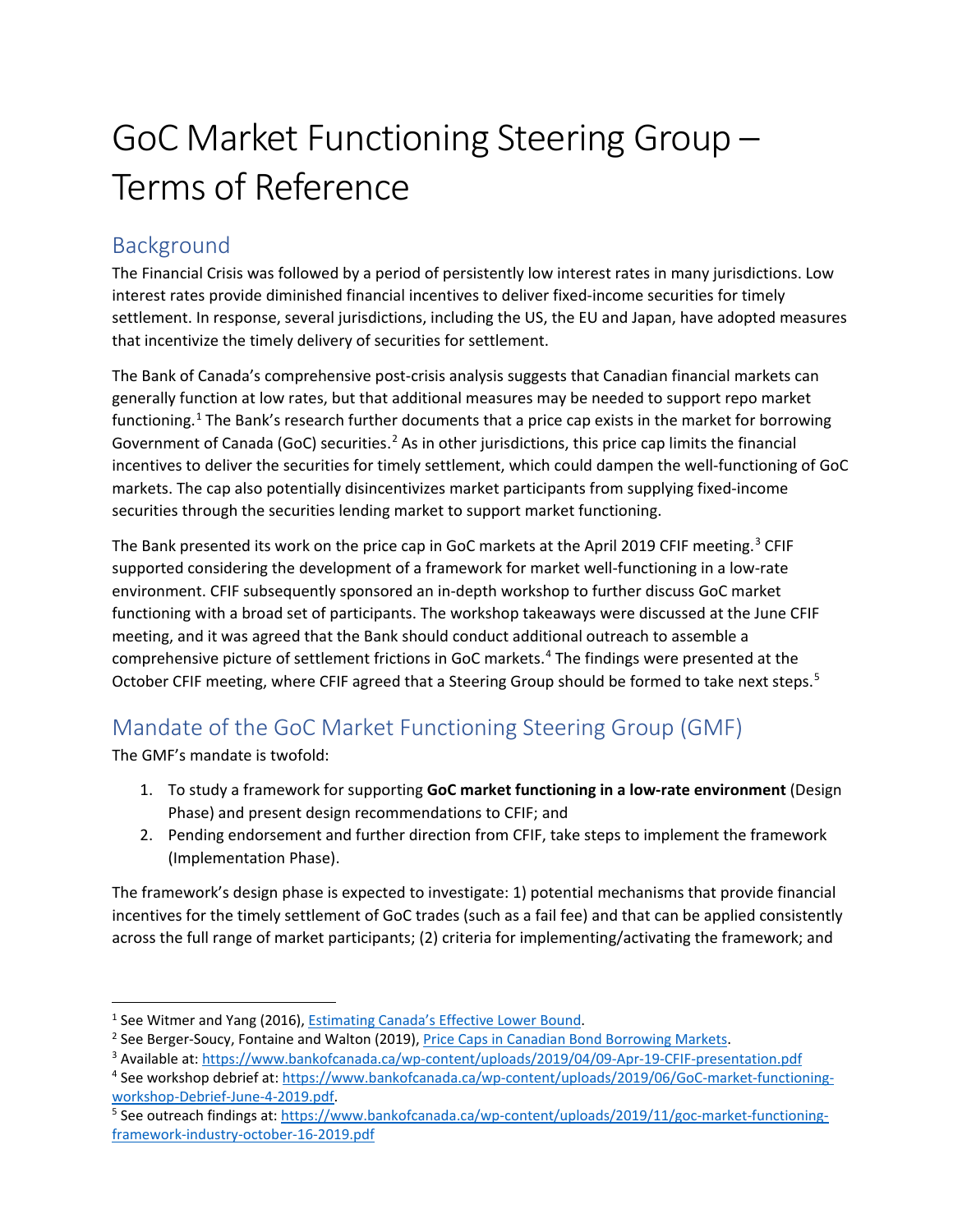# GoC Market Functioning Steering Group – Terms of Reference

## Background

The Financial Crisis was followed by a period of persistently low interest rates in many jurisdictions. Low interest rates provide diminished financial incentives to deliver fixed-income securities for timely settlement. In response, several jurisdictions, including the US, the EU and Japan, have adopted measures that incentivize the timely delivery of securities for settlement.

The Bank of Canada's comprehensive post-crisis analysis suggests that Canadian financial markets can generally function at low rates, but that additional measures may be needed to support repo market functioning.[1] The Bank's research further documents that a price cap exists in the market for borrowing Government of Canada (GoC) securities.[2] As in other jurisdictions, this price cap limits the financial incentives to deliver the securities for timely settlement, which could dampen the well-functioning of GoC markets. The cap also potentially disincentivizes market participants from supplying fixed-income securities through the securities lending market to support market functioning.

The Bank presented its work on the price cap in GoC markets at the April 2019 CFIF meeting.[3] CFIF supported considering the development of a framework for market well-functioning in a low-rate environment. CFIF subsequently sponsored an in-depth workshop to further discuss GoC market functioning with a broad set of participants. The workshop takeaways were discussed at the June CFIF meeting, and it was agreed that the Bank should conduct additional outreach to assemble a comprehensive picture of settlement frictions in GoC markets.[4] The findings were presented at the October CFIF meeting, where CFIF agreed that a Steering Group should be formed to take next steps.[5]

## Mandate of the GoC Market Functioning Steering Group (GMF)

The GMF's mandate is twofold:

1. To study a framework for supporting **GoC market functioning in a low-rate environment** (Design Phase) and present design recommendations to CFIF; and
2. Pending endorsement and further direction from CFIF, take steps to implement the framework (Implementation Phase).

The framework's design phase is expected to investigate: 1) potential mechanisms that provide financial incentives for the timely settlement of GoC trades (such as a fail fee) and that can be applied consistently across the full range of market participants; (2) criteria for implementing/activating the framework; and

---

[1] See Witmer and Yang (2016), Estimating Canada's Effective Lower Bound.

[2] See Berger-Soucy, Fontaine and Walton (2019), Price Caps in Canadian Bond Borrowing Markets.

[3] Available at: https://www.bankofcanada.ca/wp-content/uploads/2019/04/09-Apr-19-CFIF-presentation.pdf

[4] See workshop debrief at: https://www.bankofcanada.ca/wp-content/uploads/2019/06/GoC-market-functioning-workshop-Debrief-June-4-2019.pdf.

[5] See outreach findings at: https://www.bankofcanada.ca/wp-content/uploads/2019/11/goc-market-functioning-framework-industry-october-16-2019.pdf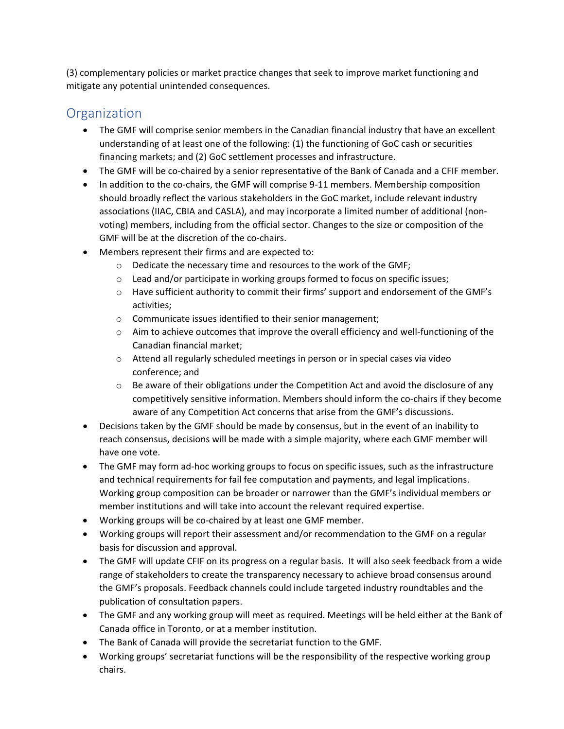(3) complementary policies or market practice changes that seek to improve market functioning and mitigate any potential unintended consequences.

## Organization

- The GMF will comprise senior members in the Canadian financial industry that have an excellent understanding of at least one of the following: (1) the functioning of GoC cash or securities financing markets; and (2) GoC settlement processes and infrastructure.
- The GMF will be co-chaired by a senior representative of the Bank of Canada and a CFIF member.
- In addition to the co-chairs, the GMF will comprise 9-11 members. Membership composition should broadly reflect the various stakeholders in the GoC market, include relevant industry associations (IIAC, CBIA and CASLA), and may incorporate a limited number of additional (non-voting) members, including from the official sector. Changes to the size or composition of the GMF will be at the discretion of the co-chairs.
- Members represent their firms and are expected to:
  - Dedicate the necessary time and resources to the work of the GMF;
  - Lead and/or participate in working groups formed to focus on specific issues;
  - Have sufficient authority to commit their firms' support and endorsement of the GMF's activities;
  - Communicate issues identified to their senior management;
  - Aim to achieve outcomes that improve the overall efficiency and well-functioning of the Canadian financial market;
  - Attend all regularly scheduled meetings in person or in special cases via video conference; and
  - Be aware of their obligations under the Competition Act and avoid the disclosure of any competitively sensitive information. Members should inform the co-chairs if they become aware of any Competition Act concerns that arise from the GMF's discussions.
- Decisions taken by the GMF should be made by consensus, but in the event of an inability to reach consensus, decisions will be made with a simple majority, where each GMF member will have one vote.
- The GMF may form ad-hoc working groups to focus on specific issues, such as the infrastructure and technical requirements for fail fee computation and payments, and legal implications. Working group composition can be broader or narrower than the GMF's individual members or member institutions and will take into account the relevant required expertise.
- Working groups will be co-chaired by at least one GMF member.
- Working groups will report their assessment and/or recommendation to the GMF on a regular basis for discussion and approval.
- The GMF will update CFIF on its progress on a regular basis. It will also seek feedback from a wide range of stakeholders to create the transparency necessary to achieve broad consensus around the GMF's proposals. Feedback channels could include targeted industry roundtables and the publication of consultation papers.
- The GMF and any working group will meet as required. Meetings will be held either at the Bank of Canada office in Toronto, or at a member institution.
- The Bank of Canada will provide the secretariat function to the GMF.
- Working groups' secretariat functions will be the responsibility of the respective working group chairs.